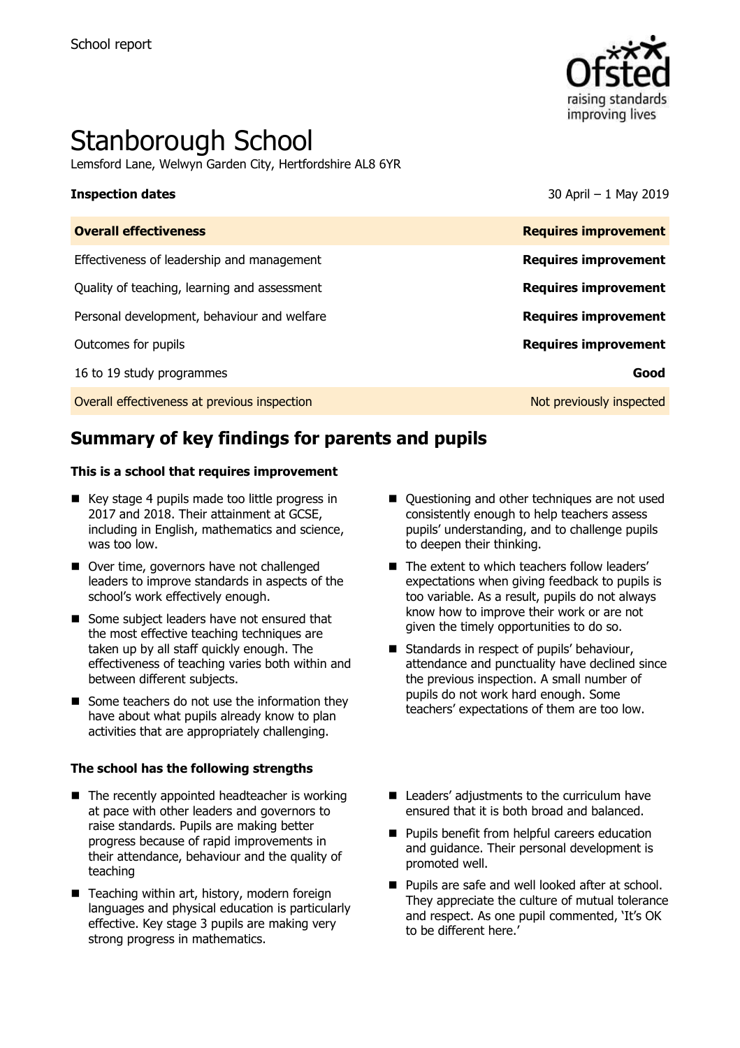School report

# Stanborough School

Lemsford Lane, Welwyn Garden City, Hertfordshire AL8 6YR

| **Inspection dates** | 30 April – 1 May 2019 |
| --- | --- |
| **Overall effectiveness** | **Requires improvement** |
| Effectiveness of leadership and management | **Requires improvement** |
| Quality of teaching, learning and assessment | **Requires improvement** |
| Personal development, behaviour and welfare | **Requires improvement** |
| Outcomes for pupils | **Requires improvement** |
| 16 to 19 study programmes | **Good** |
| Overall effectiveness at previous inspection | Not previously inspected |

## Summary of key findings for parents and pupils

**This is a school that requires improvement**

- Key stage 4 pupils made too little progress in 2017 and 2018. Their attainment at GCSE, including in English, mathematics and science, was too low.
- Over time, governors have not challenged leaders to improve standards in aspects of the school's work effectively enough.
- Some subject leaders have not ensured that the most effective teaching techniques are taken up by all staff quickly enough. The effectiveness of teaching varies both within and between different subjects.
- Some teachers do not use the information they have about what pupils already know to plan activities that are appropriately challenging.
- Questioning and other techniques are not used consistently enough to help teachers assess pupils' understanding, and to challenge pupils to deepen their thinking.
- The extent to which teachers follow leaders' expectations when giving feedback to pupils is too variable. As a result, pupils do not always know how to improve their work or are not given the timely opportunities to do so.
- Standards in respect of pupils' behaviour, attendance and punctuality have declined since the previous inspection. A small number of pupils do not work hard enough. Some teachers' expectations of them are too low.

**The school has the following strengths**

- The recently appointed headteacher is working at pace with other leaders and governors to raise standards. Pupils are making better progress because of rapid improvements in their attendance, behaviour and the quality of teaching
- Teaching within art, history, modern foreign languages and physical education is particularly effective. Key stage 3 pupils are making very strong progress in mathematics.
- Leaders' adjustments to the curriculum have ensured that it is both broad and balanced.
- Pupils benefit from helpful careers education and guidance. Their personal development is promoted well.
- Pupils are safe and well looked after at school. They appreciate the culture of mutual tolerance and respect. As one pupil commented, 'It's OK to be different here.'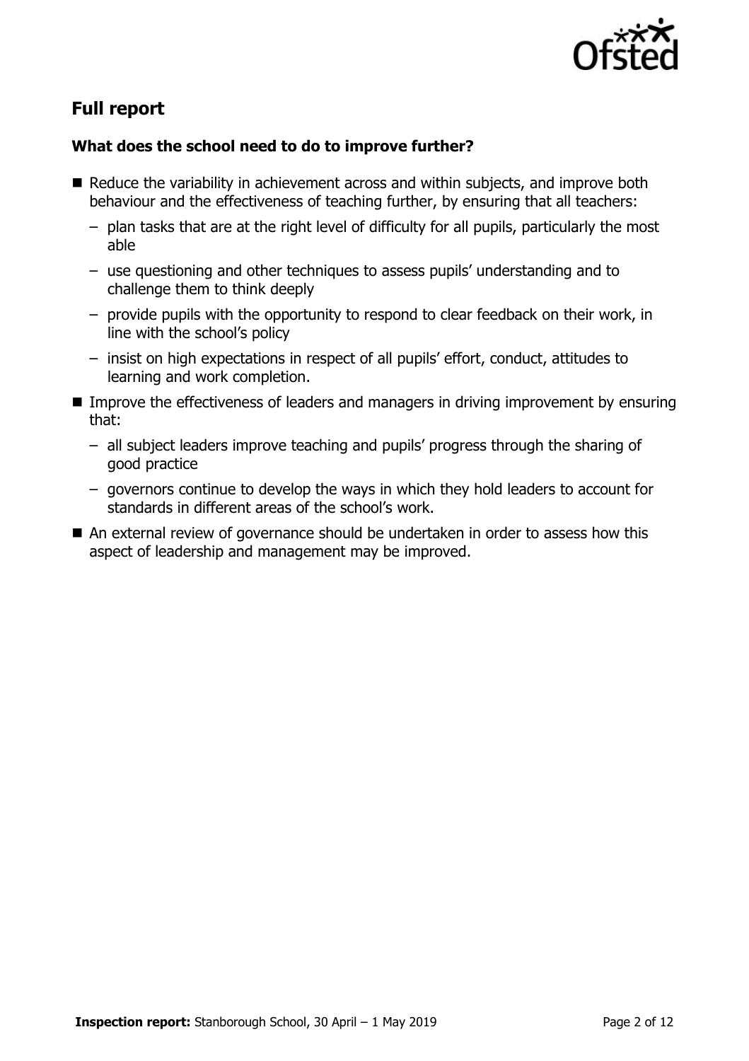## Full report

### What does the school need to do to improve further?

- Reduce the variability in achievement across and within subjects, and improve both behaviour and the effectiveness of teaching further, by ensuring that all teachers:
  - plan tasks that are at the right level of difficulty for all pupils, particularly the most able
  - use questioning and other techniques to assess pupils' understanding and to challenge them to think deeply
  - provide pupils with the opportunity to respond to clear feedback on their work, in line with the school's policy
  - insist on high expectations in respect of all pupils' effort, conduct, attitudes to learning and work completion.
- Improve the effectiveness of leaders and managers in driving improvement by ensuring that:
  - all subject leaders improve teaching and pupils' progress through the sharing of good practice
  - governors continue to develop the ways in which they hold leaders to account for standards in different areas of the school's work.
- An external review of governance should be undertaken in order to assess how this aspect of leadership and management may be improved.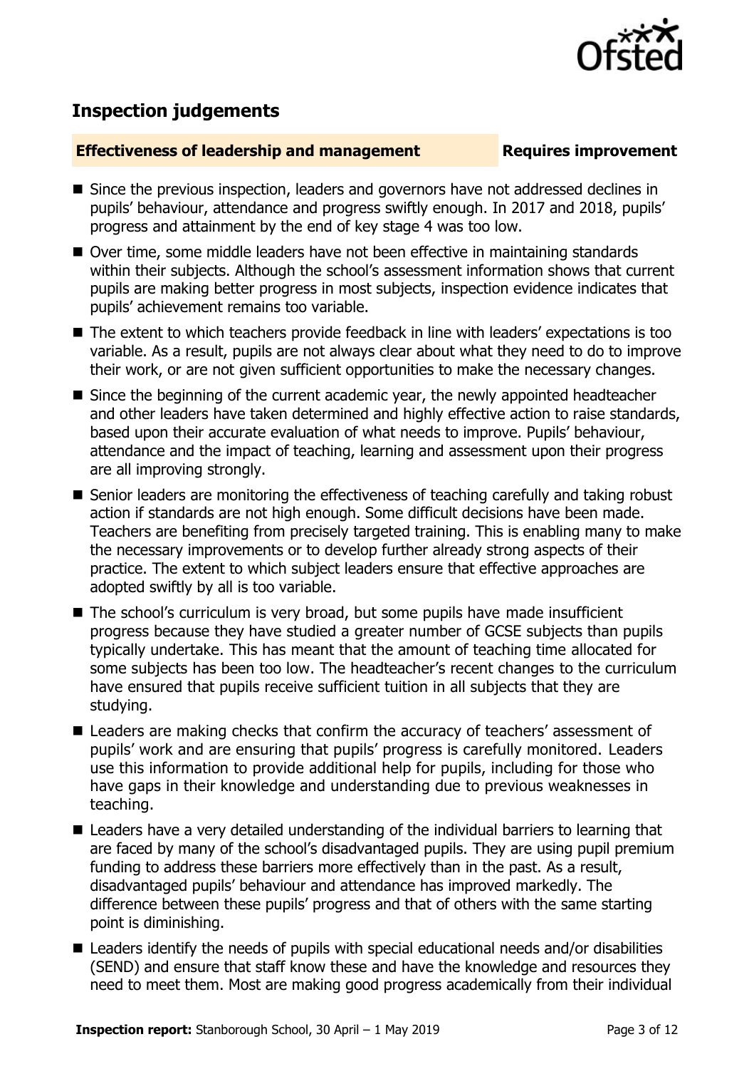## Inspection judgements

**Effectiveness of leadership and management** **Requires improvement**

- Since the previous inspection, leaders and governors have not addressed declines in pupils' behaviour, attendance and progress swiftly enough. In 2017 and 2018, pupils' progress and attainment by the end of key stage 4 was too low.
- Over time, some middle leaders have not been effective in maintaining standards within their subjects. Although the school's assessment information shows that current pupils are making better progress in most subjects, inspection evidence indicates that pupils' achievement remains too variable.
- The extent to which teachers provide feedback in line with leaders' expectations is too variable. As a result, pupils are not always clear about what they need to do to improve their work, or are not given sufficient opportunities to make the necessary changes.
- Since the beginning of the current academic year, the newly appointed headteacher and other leaders have taken determined and highly effective action to raise standards, based upon their accurate evaluation of what needs to improve. Pupils' behaviour, attendance and the impact of teaching, learning and assessment upon their progress are all improving strongly.
- Senior leaders are monitoring the effectiveness of teaching carefully and taking robust action if standards are not high enough. Some difficult decisions have been made. Teachers are benefiting from precisely targeted training. This is enabling many to make the necessary improvements or to develop further already strong aspects of their practice. The extent to which subject leaders ensure that effective approaches are adopted swiftly by all is too variable.
- The school's curriculum is very broad, but some pupils have made insufficient progress because they have studied a greater number of GCSE subjects than pupils typically undertake. This has meant that the amount of teaching time allocated for some subjects has been too low. The headteacher's recent changes to the curriculum have ensured that pupils receive sufficient tuition in all subjects that they are studying.
- Leaders are making checks that confirm the accuracy of teachers' assessment of pupils' work and are ensuring that pupils' progress is carefully monitored. Leaders use this information to provide additional help for pupils, including for those who have gaps in their knowledge and understanding due to previous weaknesses in teaching.
- Leaders have a very detailed understanding of the individual barriers to learning that are faced by many of the school's disadvantaged pupils. They are using pupil premium funding to address these barriers more effectively than in the past. As a result, disadvantaged pupils' behaviour and attendance has improved markedly. The difference between these pupils' progress and that of others with the same starting point is diminishing.
- Leaders identify the needs of pupils with special educational needs and/or disabilities (SEND) and ensure that staff know these and have the knowledge and resources they need to meet them. Most are making good progress academically from their individual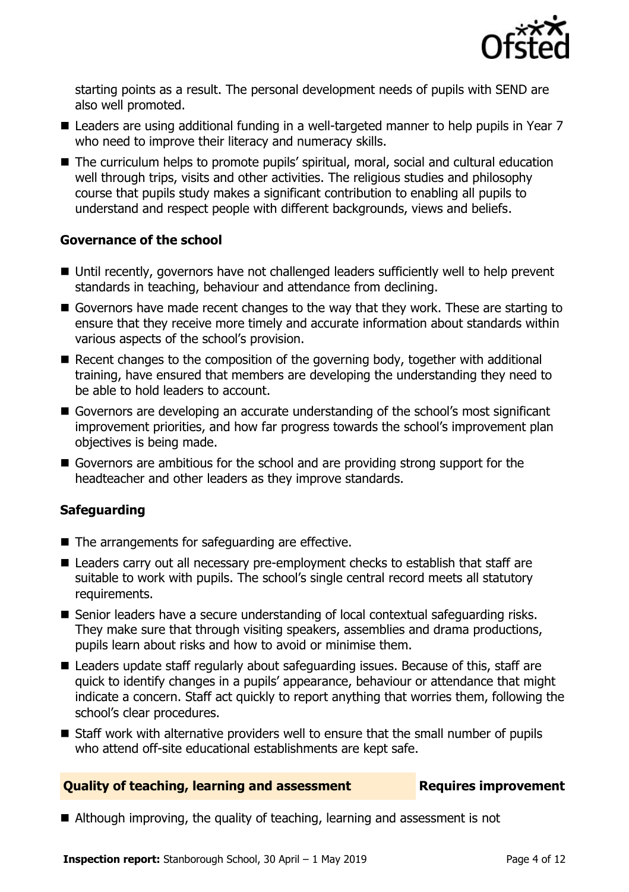starting points as a result. The personal development needs of pupils with SEND are also well promoted.

- Leaders are using additional funding in a well-targeted manner to help pupils in Year 7 who need to improve their literacy and numeracy skills.
- The curriculum helps to promote pupils' spiritual, moral, social and cultural education well through trips, visits and other activities. The religious studies and philosophy course that pupils study makes a significant contribution to enabling all pupils to understand and respect people with different backgrounds, views and beliefs.

### Governance of the school

- Until recently, governors have not challenged leaders sufficiently well to help prevent standards in teaching, behaviour and attendance from declining.
- Governors have made recent changes to the way that they work. These are starting to ensure that they receive more timely and accurate information about standards within various aspects of the school's provision.
- Recent changes to the composition of the governing body, together with additional training, have ensured that members are developing the understanding they need to be able to hold leaders to account.
- Governors are developing an accurate understanding of the school's most significant improvement priorities, and how far progress towards the school's improvement plan objectives is being made.
- Governors are ambitious for the school and are providing strong support for the headteacher and other leaders as they improve standards.

### Safeguarding

- The arrangements for safeguarding are effective.
- Leaders carry out all necessary pre-employment checks to establish that staff are suitable to work with pupils. The school's single central record meets all statutory requirements.
- Senior leaders have a secure understanding of local contextual safeguarding risks. They make sure that through visiting speakers, assemblies and drama productions, pupils learn about risks and how to avoid or minimise them.
- Leaders update staff regularly about safeguarding issues. Because of this, staff are quick to identify changes in a pupils' appearance, behaviour or attendance that might indicate a concern. Staff act quickly to report anything that worries them, following the school's clear procedures.
- Staff work with alternative providers well to ensure that the small number of pupils who attend off-site educational establishments are kept safe.

## Quality of teaching, learning and assessment — Requires improvement

- Although improving, the quality of teaching, learning and assessment is not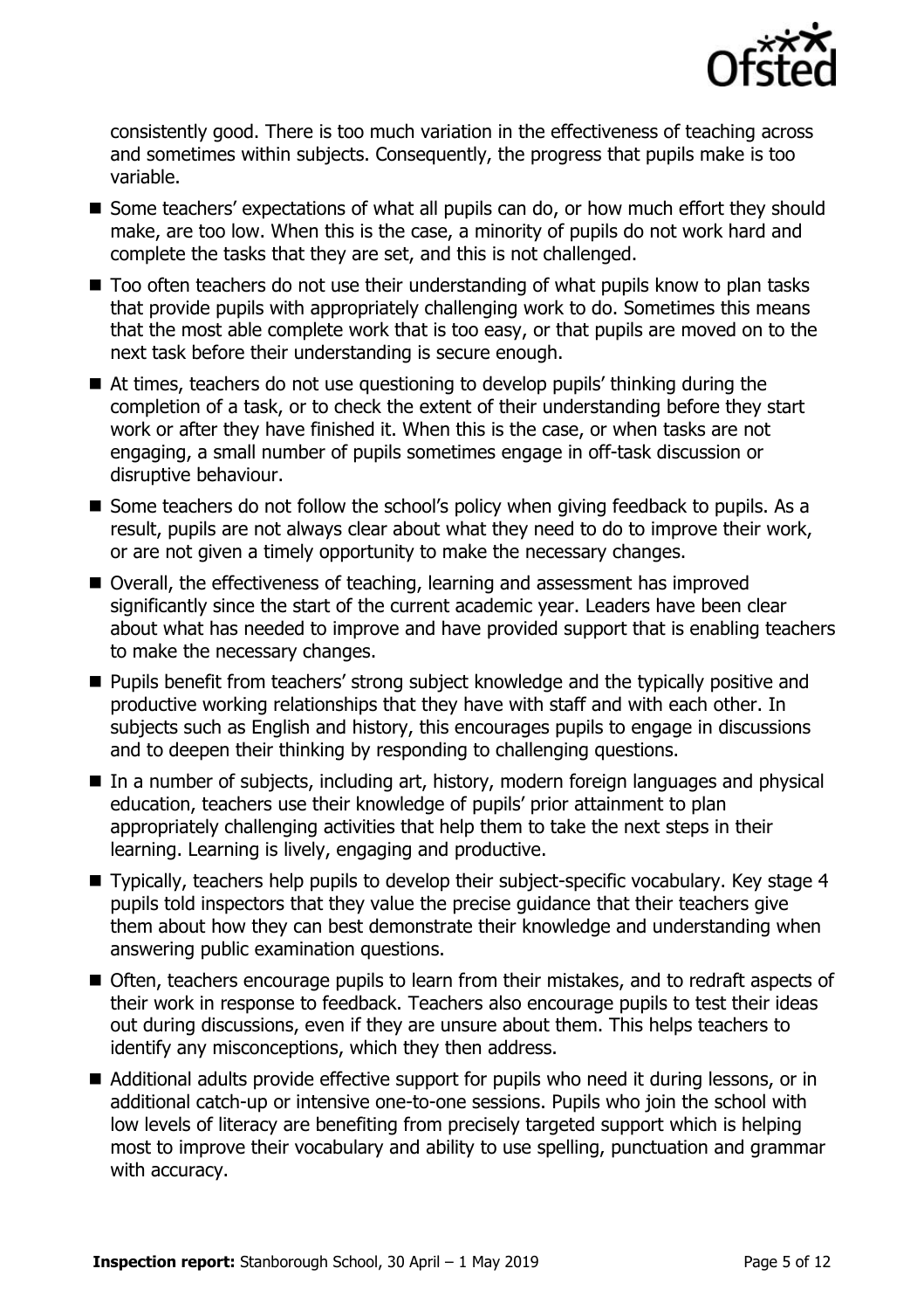consistently good. There is too much variation in the effectiveness of teaching across and sometimes within subjects. Consequently, the progress that pupils make is too variable.

- Some teachers' expectations of what all pupils can do, or how much effort they should make, are too low. When this is the case, a minority of pupils do not work hard and complete the tasks that they are set, and this is not challenged.
- Too often teachers do not use their understanding of what pupils know to plan tasks that provide pupils with appropriately challenging work to do. Sometimes this means that the most able complete work that is too easy, or that pupils are moved on to the next task before their understanding is secure enough.
- At times, teachers do not use questioning to develop pupils' thinking during the completion of a task, or to check the extent of their understanding before they start work or after they have finished it. When this is the case, or when tasks are not engaging, a small number of pupils sometimes engage in off-task discussion or disruptive behaviour.
- Some teachers do not follow the school's policy when giving feedback to pupils. As a result, pupils are not always clear about what they need to do to improve their work, or are not given a timely opportunity to make the necessary changes.
- Overall, the effectiveness of teaching, learning and assessment has improved significantly since the start of the current academic year. Leaders have been clear about what has needed to improve and have provided support that is enabling teachers to make the necessary changes.
- Pupils benefit from teachers' strong subject knowledge and the typically positive and productive working relationships that they have with staff and with each other. In subjects such as English and history, this encourages pupils to engage in discussions and to deepen their thinking by responding to challenging questions.
- In a number of subjects, including art, history, modern foreign languages and physical education, teachers use their knowledge of pupils' prior attainment to plan appropriately challenging activities that help them to take the next steps in their learning. Learning is lively, engaging and productive.
- Typically, teachers help pupils to develop their subject-specific vocabulary. Key stage 4 pupils told inspectors that they value the precise guidance that their teachers give them about how they can best demonstrate their knowledge and understanding when answering public examination questions.
- Often, teachers encourage pupils to learn from their mistakes, and to redraft aspects of their work in response to feedback. Teachers also encourage pupils to test their ideas out during discussions, even if they are unsure about them. This helps teachers to identify any misconceptions, which they then address.
- Additional adults provide effective support for pupils who need it during lessons, or in additional catch-up or intensive one-to-one sessions. Pupils who join the school with low levels of literacy are benefiting from precisely targeted support which is helping most to improve their vocabulary and ability to use spelling, punctuation and grammar with accuracy.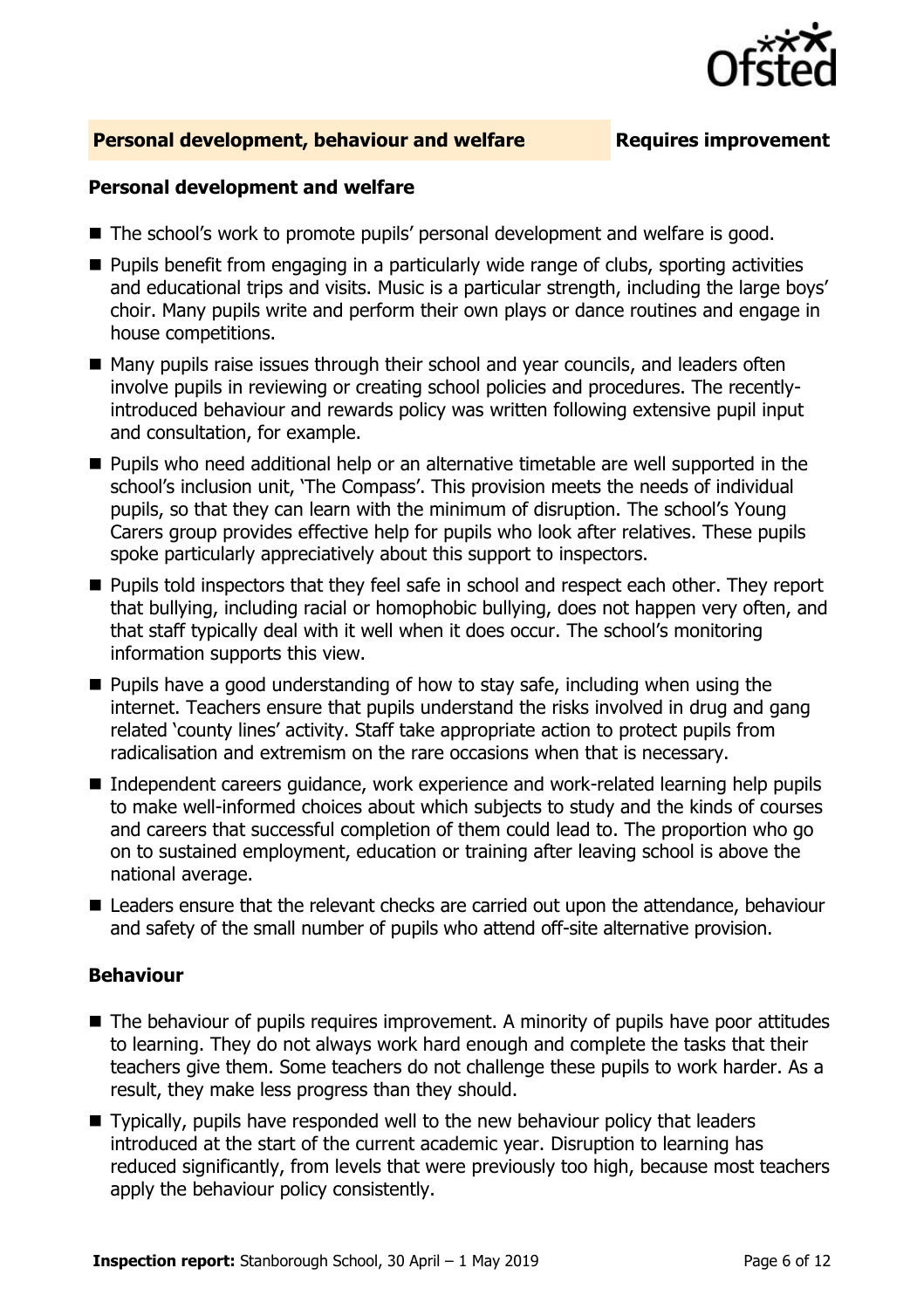## Personal development, behaviour and welfare — Requires improvement

### Personal development and welfare

- The school's work to promote pupils' personal development and welfare is good.
- Pupils benefit from engaging in a particularly wide range of clubs, sporting activities and educational trips and visits. Music is a particular strength, including the large boys' choir. Many pupils write and perform their own plays or dance routines and engage in house competitions.
- Many pupils raise issues through their school and year councils, and leaders often involve pupils in reviewing or creating school policies and procedures. The recently-introduced behaviour and rewards policy was written following extensive pupil input and consultation, for example.
- Pupils who need additional help or an alternative timetable are well supported in the school's inclusion unit, 'The Compass'. This provision meets the needs of individual pupils, so that they can learn with the minimum of disruption. The school's Young Carers group provides effective help for pupils who look after relatives. These pupils spoke particularly appreciatively about this support to inspectors.
- Pupils told inspectors that they feel safe in school and respect each other. They report that bullying, including racial or homophobic bullying, does not happen very often, and that staff typically deal with it well when it does occur. The school's monitoring information supports this view.
- Pupils have a good understanding of how to stay safe, including when using the internet. Teachers ensure that pupils understand the risks involved in drug and gang related 'county lines' activity. Staff take appropriate action to protect pupils from radicalisation and extremism on the rare occasions when that is necessary.
- Independent careers guidance, work experience and work-related learning help pupils to make well-informed choices about which subjects to study and the kinds of courses and careers that successful completion of them could lead to. The proportion who go on to sustained employment, education or training after leaving school is above the national average.
- Leaders ensure that the relevant checks are carried out upon the attendance, behaviour and safety of the small number of pupils who attend off-site alternative provision.

### Behaviour

- The behaviour of pupils requires improvement. A minority of pupils have poor attitudes to learning. They do not always work hard enough and complete the tasks that their teachers give them. Some teachers do not challenge these pupils to work harder. As a result, they make less progress than they should.
- Typically, pupils have responded well to the new behaviour policy that leaders introduced at the start of the current academic year. Disruption to learning has reduced significantly, from levels that were previously too high, because most teachers apply the behaviour policy consistently.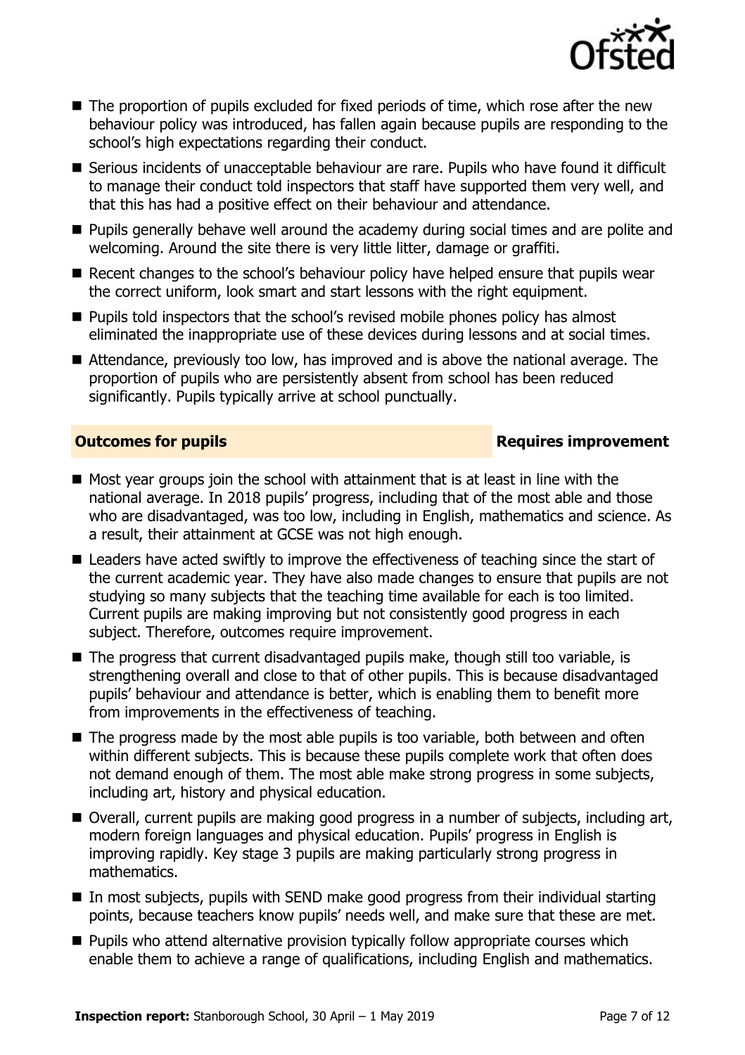- The proportion of pupils excluded for fixed periods of time, which rose after the new behaviour policy was introduced, has fallen again because pupils are responding to the school's high expectations regarding their conduct.
- Serious incidents of unacceptable behaviour are rare. Pupils who have found it difficult to manage their conduct told inspectors that staff have supported them very well, and that this has had a positive effect on their behaviour and attendance.
- Pupils generally behave well around the academy during social times and are polite and welcoming. Around the site there is very little litter, damage or graffiti.
- Recent changes to the school's behaviour policy have helped ensure that pupils wear the correct uniform, look smart and start lessons with the right equipment.
- Pupils told inspectors that the school's revised mobile phones policy has almost eliminated the inappropriate use of these devices during lessons and at social times.
- Attendance, previously too low, has improved and is above the national average. The proportion of pupils who are persistently absent from school has been reduced significantly. Pupils typically arrive at school punctually.

## Outcomes for pupils — Requires improvement

- Most year groups join the school with attainment that is at least in line with the national average. In 2018 pupils' progress, including that of the most able and those who are disadvantaged, was too low, including in English, mathematics and science. As a result, their attainment at GCSE was not high enough.
- Leaders have acted swiftly to improve the effectiveness of teaching since the start of the current academic year. They have also made changes to ensure that pupils are not studying so many subjects that the teaching time available for each is too limited. Current pupils are making improving but not consistently good progress in each subject. Therefore, outcomes require improvement.
- The progress that current disadvantaged pupils make, though still too variable, is strengthening overall and close to that of other pupils. This is because disadvantaged pupils' behaviour and attendance is better, which is enabling them to benefit more from improvements in the effectiveness of teaching.
- The progress made by the most able pupils is too variable, both between and often within different subjects. This is because these pupils complete work that often does not demand enough of them. The most able make strong progress in some subjects, including art, history and physical education.
- Overall, current pupils are making good progress in a number of subjects, including art, modern foreign languages and physical education. Pupils' progress in English is improving rapidly. Key stage 3 pupils are making particularly strong progress in mathematics.
- In most subjects, pupils with SEND make good progress from their individual starting points, because teachers know pupils' needs well, and make sure that these are met.
- Pupils who attend alternative provision typically follow appropriate courses which enable them to achieve a range of qualifications, including English and mathematics.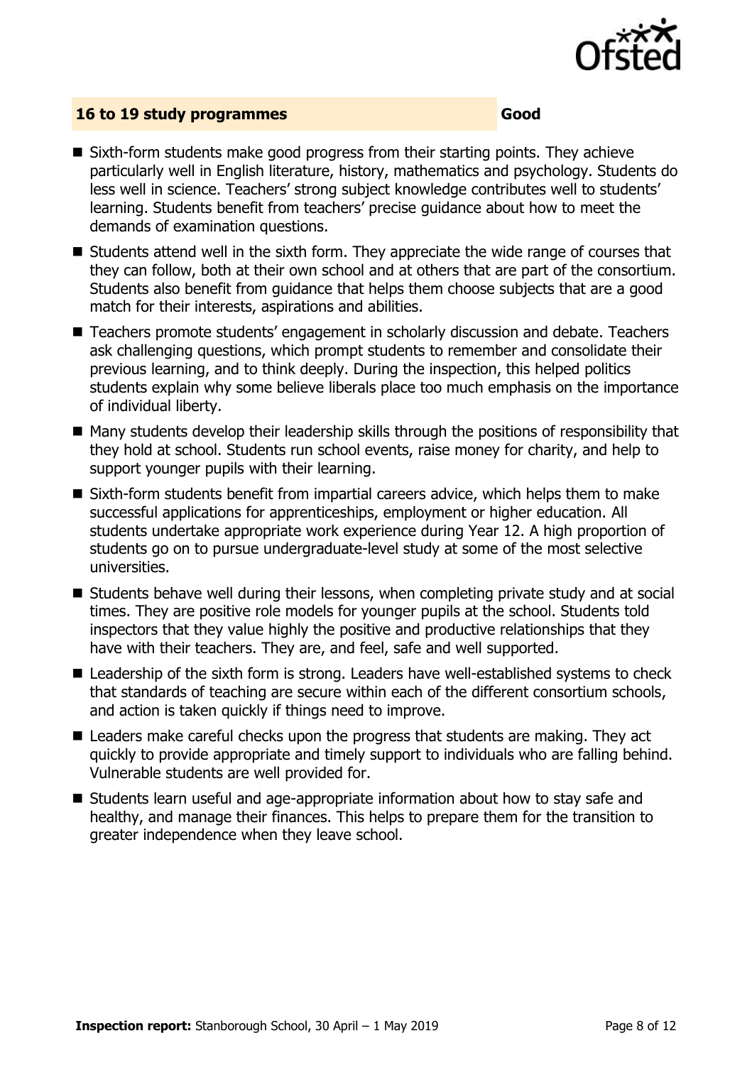## 16 to 19 study programmes **Good**

- Sixth-form students make good progress from their starting points. They achieve particularly well in English literature, history, mathematics and psychology. Students do less well in science. Teachers' strong subject knowledge contributes well to students' learning. Students benefit from teachers' precise guidance about how to meet the demands of examination questions.
- Students attend well in the sixth form. They appreciate the wide range of courses that they can follow, both at their own school and at others that are part of the consortium. Students also benefit from guidance that helps them choose subjects that are a good match for their interests, aspirations and abilities.
- Teachers promote students' engagement in scholarly discussion and debate. Teachers ask challenging questions, which prompt students to remember and consolidate their previous learning, and to think deeply. During the inspection, this helped politics students explain why some believe liberals place too much emphasis on the importance of individual liberty.
- Many students develop their leadership skills through the positions of responsibility that they hold at school. Students run school events, raise money for charity, and help to support younger pupils with their learning.
- Sixth-form students benefit from impartial careers advice, which helps them to make successful applications for apprenticeships, employment or higher education. All students undertake appropriate work experience during Year 12. A high proportion of students go on to pursue undergraduate-level study at some of the most selective universities.
- Students behave well during their lessons, when completing private study and at social times. They are positive role models for younger pupils at the school. Students told inspectors that they value highly the positive and productive relationships that they have with their teachers. They are, and feel, safe and well supported.
- Leadership of the sixth form is strong. Leaders have well-established systems to check that standards of teaching are secure within each of the different consortium schools, and action is taken quickly if things need to improve.
- Leaders make careful checks upon the progress that students are making. They act quickly to provide appropriate and timely support to individuals who are falling behind. Vulnerable students are well provided for.
- Students learn useful and age-appropriate information about how to stay safe and healthy, and manage their finances. This helps to prepare them for the transition to greater independence when they leave school.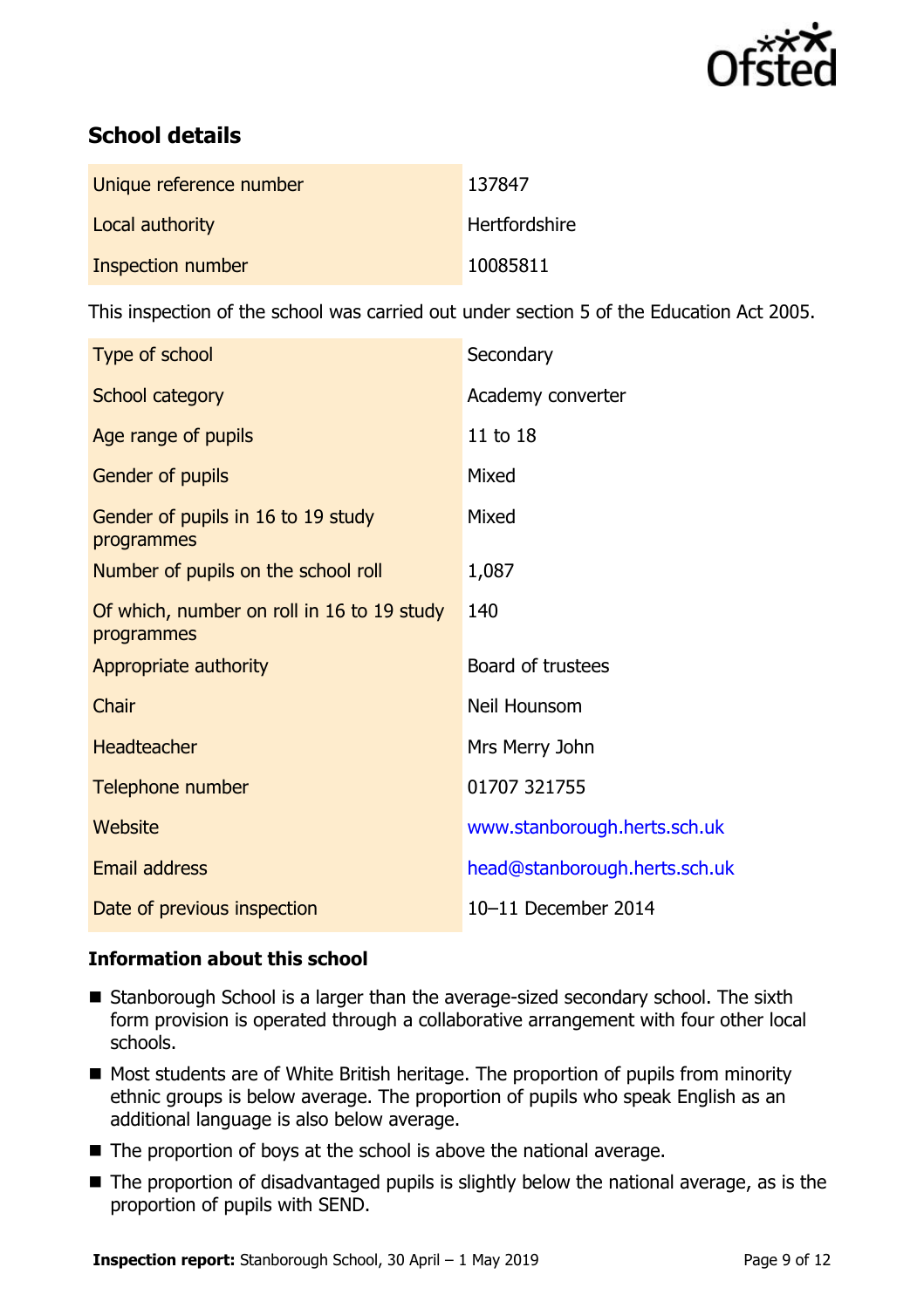## School details

| | |
|---|---|
| Unique reference number | 137847 |
| Local authority | Hertfordshire |
| Inspection number | 10085811 |

This inspection of the school was carried out under section 5 of the Education Act 2005.

| | |
|---|---|
| Type of school | Secondary |
| School category | Academy converter |
| Age range of pupils | 11 to 18 |
| Gender of pupils | Mixed |
| Gender of pupils in 16 to 19 study programmes | Mixed |
| Number of pupils on the school roll | 1,087 |
| Of which, number on roll in 16 to 19 study programmes | 140 |
| Appropriate authority | Board of trustees |
| Chair | Neil Hounsom |
| Headteacher | Mrs Merry John |
| Telephone number | 01707 321755 |
| Website | www.stanborough.herts.sch.uk |
| Email address | head@stanborough.herts.sch.uk |
| Date of previous inspection | 10–11 December 2014 |

### Information about this school

- Stanborough School is a larger than the average-sized secondary school. The sixth form provision is operated through a collaborative arrangement with four other local schools.
- Most students are of White British heritage. The proportion of pupils from minority ethnic groups is below average. The proportion of pupils who speak English as an additional language is also below average.
- The proportion of boys at the school is above the national average.
- The proportion of disadvantaged pupils is slightly below the national average, as is the proportion of pupils with SEND.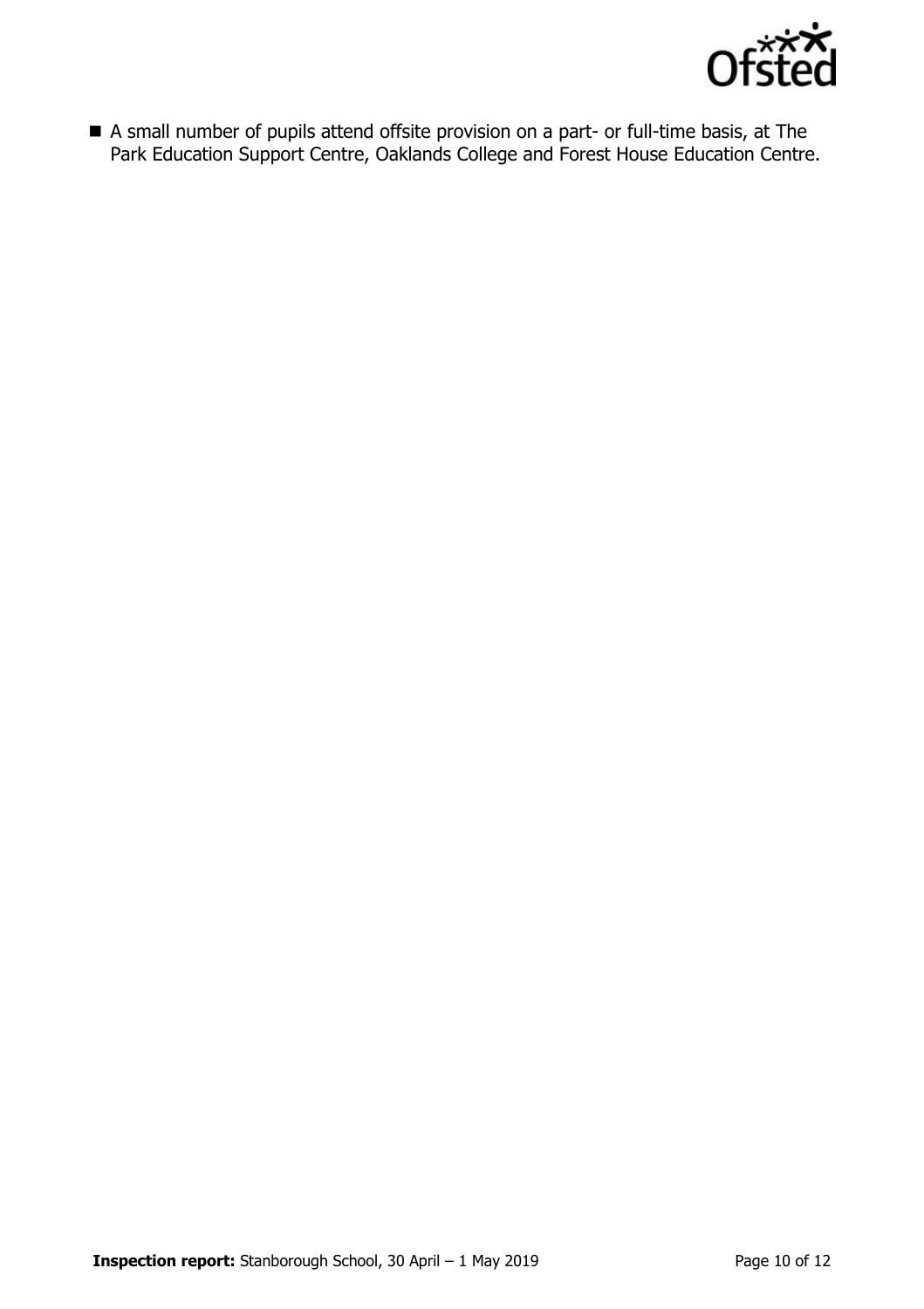- A small number of pupils attend offsite provision on a part- or full-time basis, at The Park Education Support Centre, Oaklands College and Forest House Education Centre.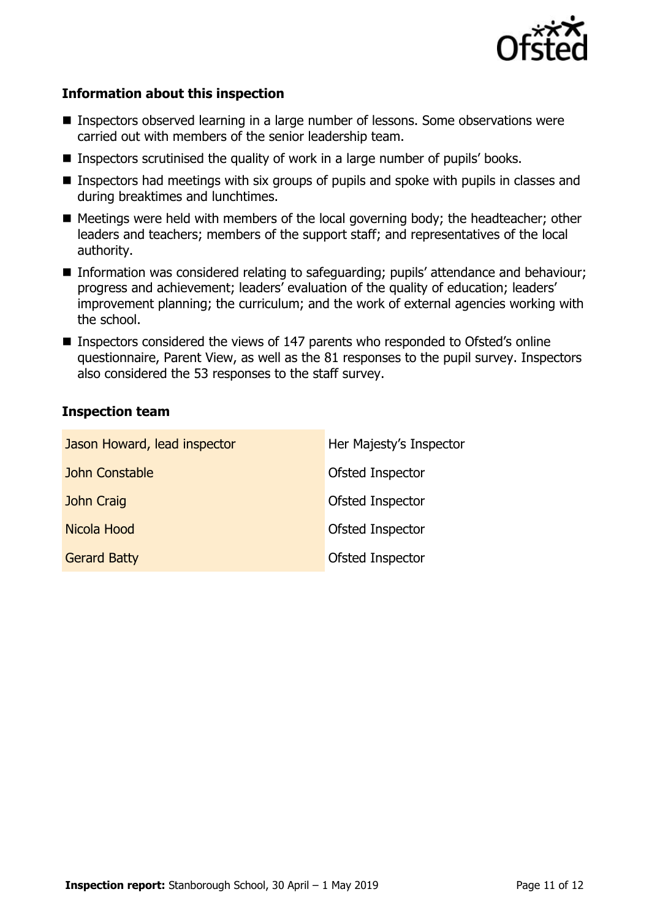### Information about this inspection

- Inspectors observed learning in a large number of lessons. Some observations were carried out with members of the senior leadership team.
- Inspectors scrutinised the quality of work in a large number of pupils' books.
- Inspectors had meetings with six groups of pupils and spoke with pupils in classes and during breaktimes and lunchtimes.
- Meetings were held with members of the local governing body; the headteacher; other leaders and teachers; members of the support staff; and representatives of the local authority.
- Information was considered relating to safeguarding; pupils' attendance and behaviour; progress and achievement; leaders' evaluation of the quality of education; leaders' improvement planning; the curriculum; and the work of external agencies working with the school.
- Inspectors considered the views of 147 parents who responded to Ofsted's online questionnaire, Parent View, as well as the 81 responses to the pupil survey. Inspectors also considered the 53 responses to the staff survey.

### Inspection team

| | |
|---|---|
| Jason Howard, lead inspector | Her Majesty's Inspector |
| John Constable | Ofsted Inspector |
| John Craig | Ofsted Inspector |
| Nicola Hood | Ofsted Inspector |
| Gerard Batty | Ofsted Inspector |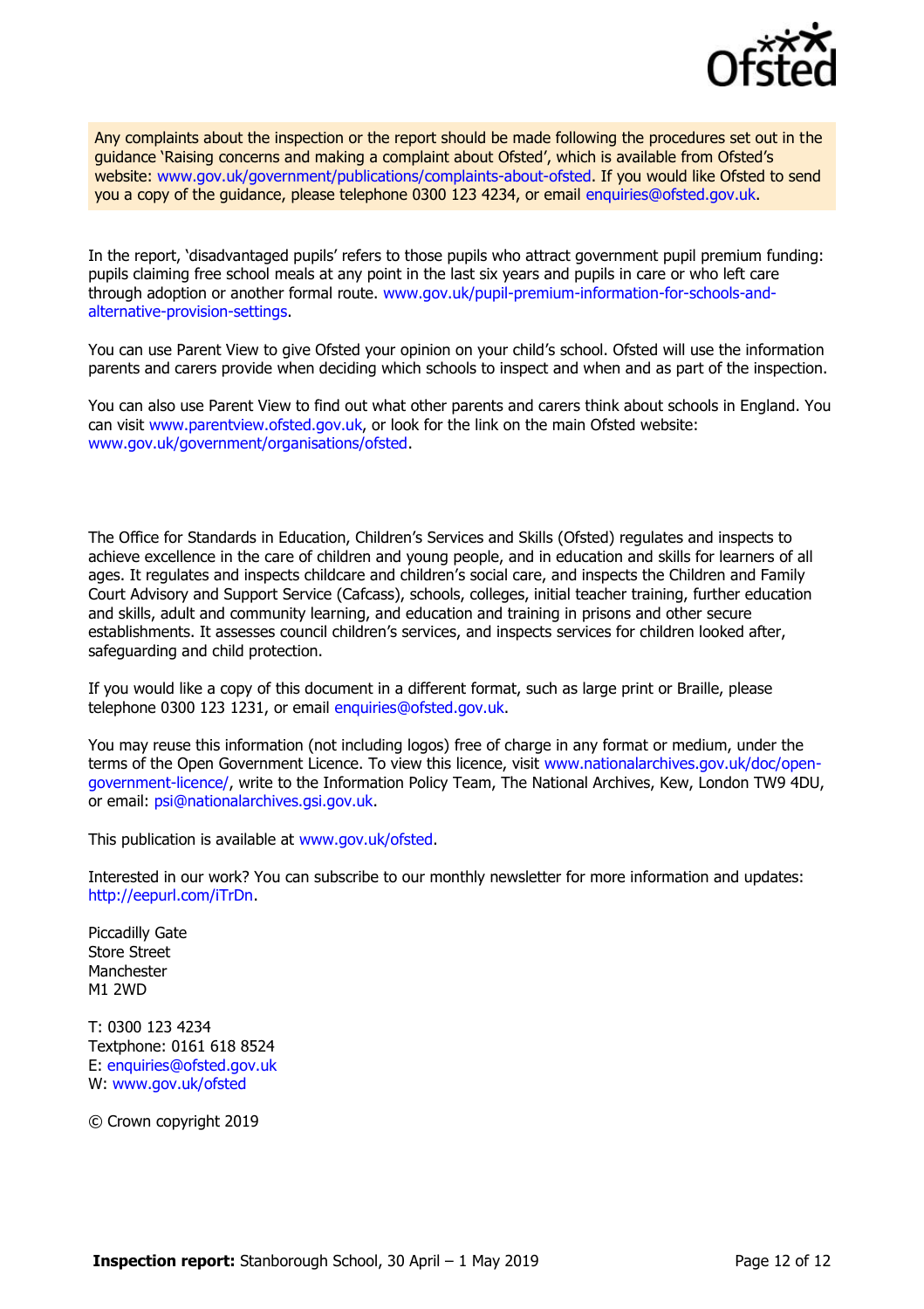Any complaints about the inspection or the report should be made following the procedures set out in the guidance 'Raising concerns and making a complaint about Ofsted', which is available from Ofsted's website: www.gov.uk/government/publications/complaints-about-ofsted. If you would like Ofsted to send you a copy of the guidance, please telephone 0300 123 4234, or email enquiries@ofsted.gov.uk.

In the report, 'disadvantaged pupils' refers to those pupils who attract government pupil premium funding: pupils claiming free school meals at any point in the last six years and pupils in care or who left care through adoption or another formal route. www.gov.uk/pupil-premium-information-for-schools-and-alternative-provision-settings.

You can use Parent View to give Ofsted your opinion on your child's school. Ofsted will use the information parents and carers provide when deciding which schools to inspect and when and as part of the inspection.

You can also use Parent View to find out what other parents and carers think about schools in England. You can visit www.parentview.ofsted.gov.uk, or look for the link on the main Ofsted website: www.gov.uk/government/organisations/ofsted.

The Office for Standards in Education, Children's Services and Skills (Ofsted) regulates and inspects to achieve excellence in the care of children and young people, and in education and skills for learners of all ages. It regulates and inspects childcare and children's social care, and inspects the Children and Family Court Advisory and Support Service (Cafcass), schools, colleges, initial teacher training, further education and skills, adult and community learning, and education and training in prisons and other secure establishments. It assesses council children's services, and inspects services for children looked after, safeguarding and child protection.

If you would like a copy of this document in a different format, such as large print or Braille, please telephone 0300 123 1231, or email enquiries@ofsted.gov.uk.

You may reuse this information (not including logos) free of charge in any format or medium, under the terms of the Open Government Licence. To view this licence, visit www.nationalarchives.gov.uk/doc/open-government-licence/, write to the Information Policy Team, The National Archives, Kew, London TW9 4DU, or email: psi@nationalarchives.gsi.gov.uk.

This publication is available at www.gov.uk/ofsted.

Interested in our work? You can subscribe to our monthly newsletter for more information and updates: http://eepurl.com/iTrDn.

Piccadilly Gate  
Store Street  
Manchester  
M1 2WD

T: 0300 123 4234  
Textphone: 0161 618 8524  
E: enquiries@ofsted.gov.uk  
W: www.gov.uk/ofsted

© Crown copyright 2019